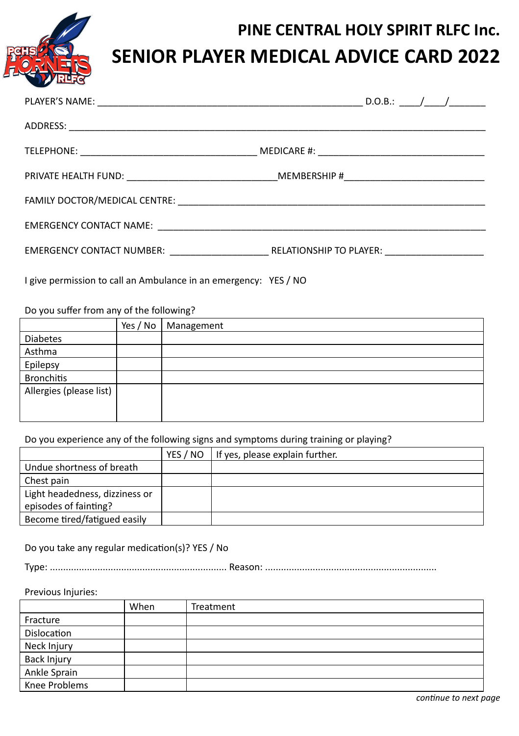# PINE CENTRAL HOLY SPIRIT RLFC Inc.

# SENIOR PLAYER MEDICAL ADVICE CARD 2022

PLAYER'S NAME: ________________________________________________ D.O.B.: ____/____/_______

ADDRESS: ___________________________________________________________________________

TELEPHONE: ________________________________ MEDICARE #: _____________________________

PRIVATE HEALTH FUND: ___________________________MEMBERSHIP #__________________________

FAMILY DOCTOR/MEDICAL CENTRE: ________________________________________________________

EMERGENCY CONTACT NAME: ____________________________________________________________

EMERGENCY CONTACT NUMBER: __________________ RELATIONSHIP TO PLAYER: __________________

I give permission to call an Ambulance in an emergency: YES / NO

Do you suffer from any of the following?

| | Yes / No | Management |
|---|---|---|
| Diabetes | | |
| Asthma | | |
| Epilepsy | | |
| Bronchitis | | |
| Allergies (please list) | | |

Do you experience any of the following signs and symptoms during training or playing?

| | YES / NO | If yes, please explain further. |
|---|---|---|
| Undue shortness of breath | | |
| Chest pain | | |
| Light headedness, dizziness or episodes of fainting? | | |
| Become tired/fatigued easily | | |

Do you take any regular medication(s)? YES / No

Type: .................................................................. Reason: ................................................................

Previous Injuries:

| | When | Treatment |
|---|---|---|
| Fracture | | |
| Dislocation | | |
| Neck Injury | | |
| Back Injury | | |
| Ankle Sprain | | |
| Knee Problems | | |

*continue to next page*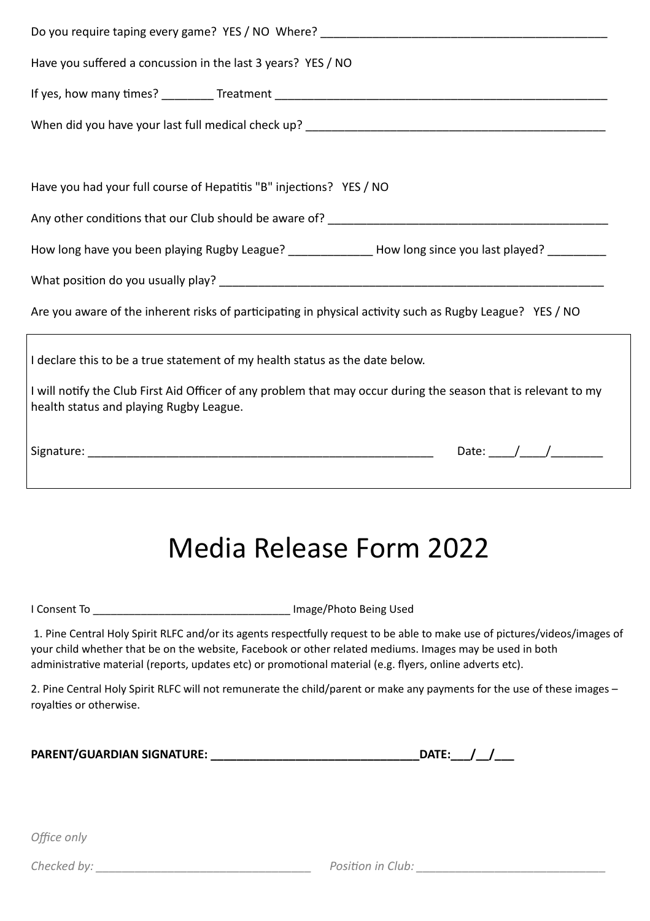Do you require taping every game? YES / NO Where? ____________________________________________

Have you suffered a concussion in the last 3 years? YES / NO

If yes, how many times? ________ Treatment _____________________________________________________

When did you have your last full medical check up? ________________________________________________

Have you had your full course of Hepatitis "B" injections? YES / NO

Any other conditions that our Club should be aware of? ____________________________________________

How long have you been playing Rugby League? _____________ How long since you last played? _________

What position do you usually play? _______________________________________________________________

Are you aware of the inherent risks of participating in physical activity such as Rugby League? YES / NO

I declare this to be a true statement of my health status as the date below.

I will notify the Club First Aid Officer of any problem that may occur during the season that is relevant to my health status and playing Rugby League.

Signature: _______________________________________________________ Date: ____/____/________

# Media Release Form 2022

I Consent To _________________________________ Image/Photo Being Used

1. Pine Central Holy Spirit RLFC and/or its agents respectfully request to be able to make use of pictures/videos/images of your child whether that be on the website, Facebook or other related mediums. Images may be used in both administrative material (reports, updates etc) or promotional material (e.g. flyers, online adverts etc).

2. Pine Central Holy Spirit RLFC will not remunerate the child/parent or make any payments for the use of these images – royalties or otherwise.

**PARENT/GUARDIAN SIGNATURE: ________________________________DATE:___/__/___**

*Office only*

*Checked by: _________________________________ Position in Club: _____________________________*